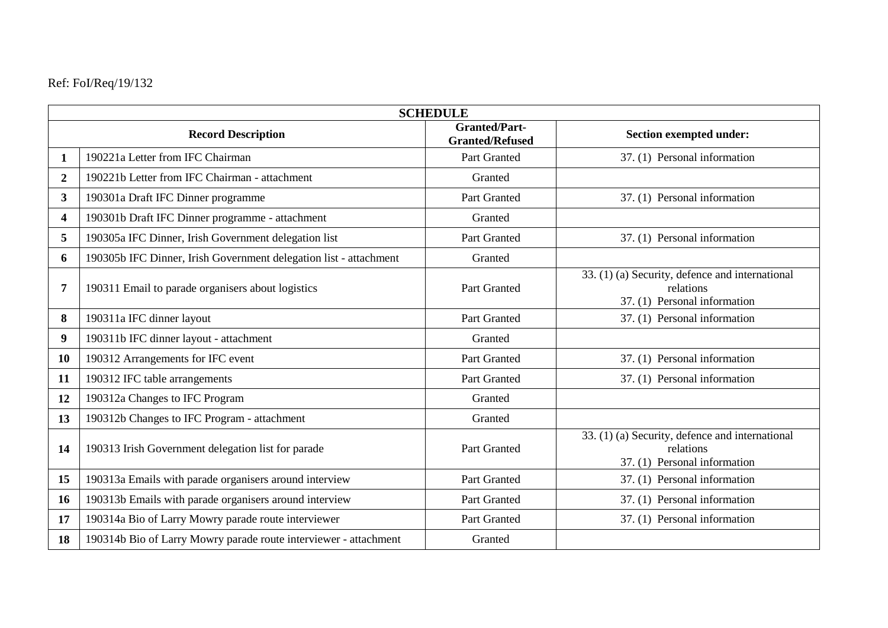Ref: FoI/Req/19/132

| SCHEDULE | | | |
|---|---|---|---|
| **Record Description** | | **Granted/Part-Granted/Refused** | **Section exempted under:** |
| **1** | 190221a Letter from IFC Chairman | Part Granted | 37. (1) Personal information |
| **2** | 190221b Letter from IFC Chairman - attachment | Granted | |
| **3** | 190301a Draft IFC Dinner programme | Part Granted | 37. (1) Personal information |
| **4** | 190301b Draft IFC Dinner programme - attachment | Granted | |
| **5** | 190305a IFC Dinner, Irish Government delegation list | Part Granted | 37. (1) Personal information |
| **6** | 190305b IFC Dinner, Irish Government delegation list - attachment | Granted | |
| **7** | 190311 Email to parade organisers about logistics | Part Granted | 33. (1) (a) Security, defence and international relations 37. (1) Personal information |
| **8** | 190311a IFC dinner layout | Part Granted | 37. (1) Personal information |
| **9** | 190311b IFC dinner layout - attachment | Granted | |
| **10** | 190312 Arrangements for IFC event | Part Granted | 37. (1) Personal information |
| **11** | 190312 IFC table arrangements | Part Granted | 37. (1) Personal information |
| **12** | 190312a Changes to IFC Program | Granted | |
| **13** | 190312b Changes to IFC Program - attachment | Granted | |
| **14** | 190313 Irish Government delegation list for parade | Part Granted | 33. (1) (a) Security, defence and international relations 37. (1) Personal information |
| **15** | 190313a Emails with parade organisers around interview | Part Granted | 37. (1) Personal information |
| **16** | 190313b Emails with parade organisers around interview | Part Granted | 37. (1) Personal information |
| **17** | 190314a Bio of Larry Mowry parade route interviewer | Part Granted | 37. (1) Personal information |
| **18** | 190314b Bio of Larry Mowry parade route interviewer - attachment | Granted | |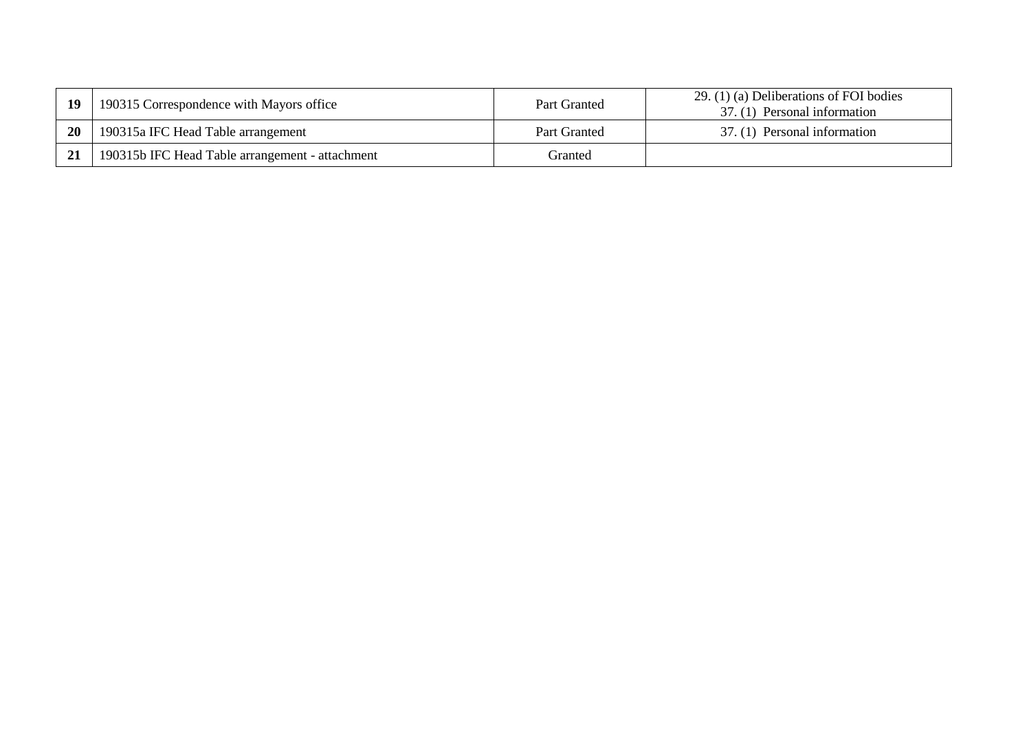| | | | |
|---|---|---|---|
| **19** | 190315 Correspondence with Mayors office | Part Granted | 29. (1) (a) Deliberations of FOI bodies<br>37. (1) Personal information |
| **20** | 190315a IFC Head Table arrangement | Part Granted | 37. (1) Personal information |
| **21** | 190315b IFC Head Table arrangement - attachment | Granted | |